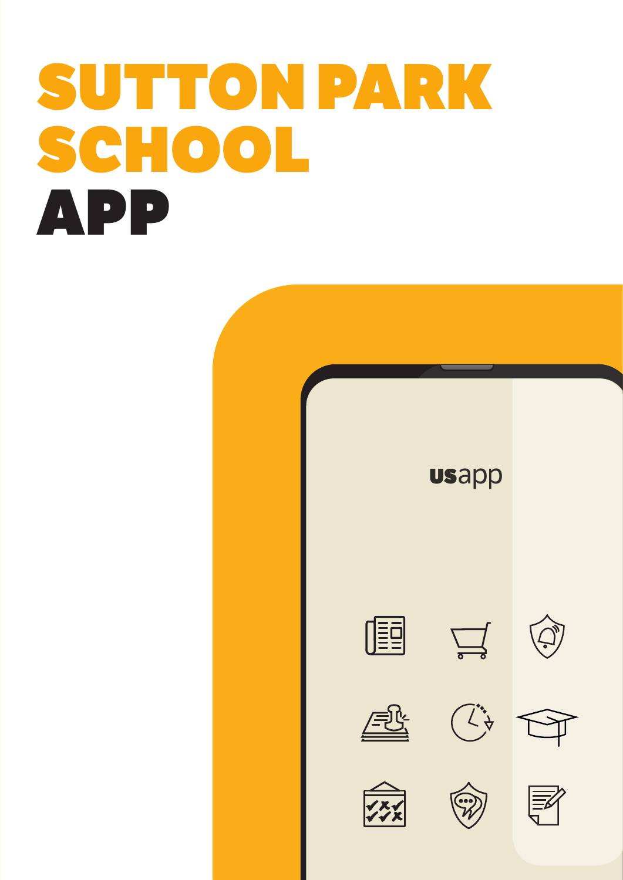# SUTTON PARK SCHOOL APP

usapp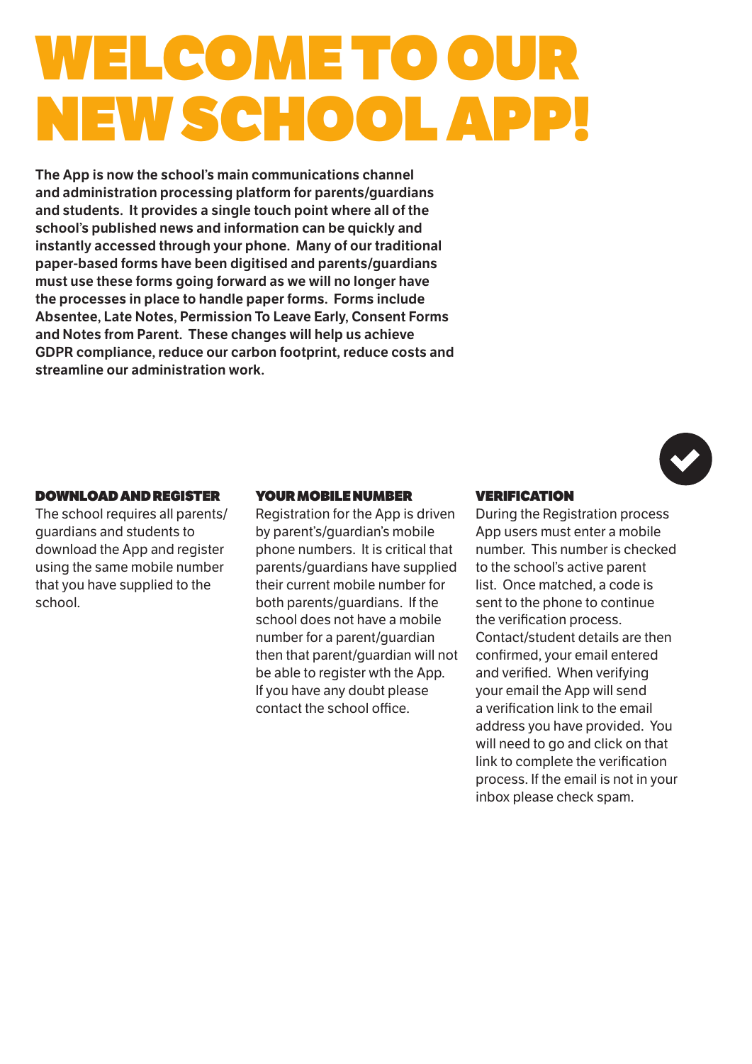# WELCOME TO OUR NEW SCHOOL APP!

**The App is now the school's main communications channel and administration processing platform for parents/guardians and students. It provides a single touch point where all of the school's published news and information can be quickly and instantly accessed through your phone. Many of our traditional paper-based forms have been digitised and parents/guardians must use these forms going forward as we will no longer have the processes in place to handle paper forms. Forms include Absentee, Late Notes, Permission To Leave Early, Consent Forms and Notes from Parent. These changes will help us achieve GDPR compliance, reduce our carbon footprint, reduce costs and streamline our administration work.**

### DOWNLOAD AND REGISTER

The school requires all parents/ guardians and students to download the App and register using the same mobile number that you have supplied to the school.

### YOUR MOBILE NUMBER

Registration for the App is driven by parent's/guardian's mobile phone numbers. It is critical that parents/guardians have supplied their current mobile number for both parents/guardians. If the school does not have a mobile number for a parent/guardian then that parent/guardian will not be able to register wth the App. If you have any doubt please contact the school office.

### VERIFICATION

During the Registration process App users must enter a mobile number. This number is checked to the school's active parent list. Once matched, a code is sent to the phone to continue the verification process. Contact/student details are then confirmed, your email entered and verified. When verifying your email the App will send a verification link to the email address you have provided. You will need to go and click on that link to complete the verification process. If the email is not in your inbox please check spam.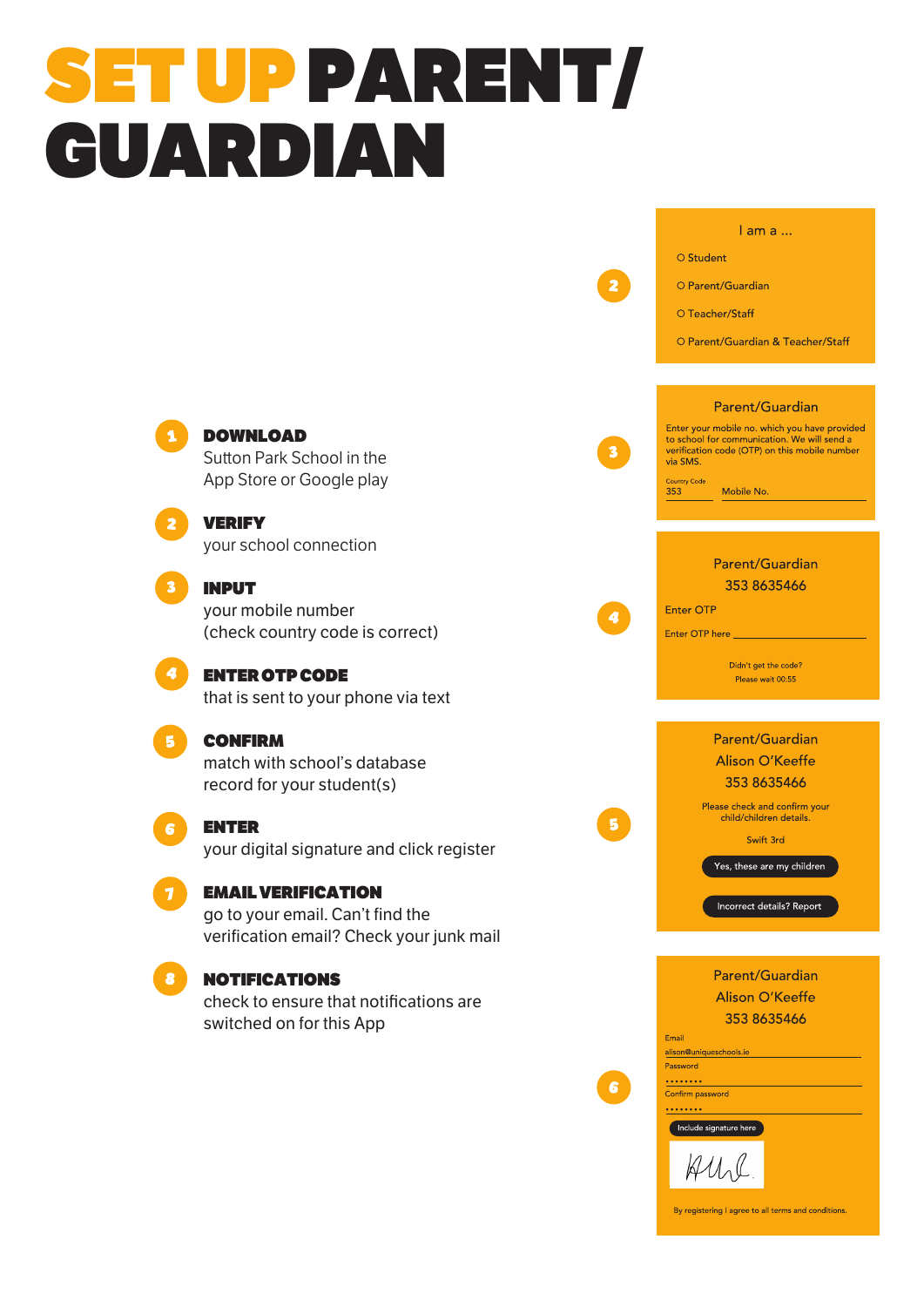# SET UP PARENT/ GUARDIAN

1. **DOWNLOAD**
   Sutton Park School in the App Store or Google play

2. **VERIFY**
   your school connection

3. **INPUT**
   your mobile number
   (check country code is correct)

4. **ENTER OTP CODE**
   that is sent to your phone via text

5. **CONFIRM**
   match with school's database record for your student(s)

6. **ENTER**
   your digital signature and click register

7. **EMAIL VERIFICATION**
   go to your email. Can't find the verification email? Check your junk mail

8. **NOTIFICATIONS**
   check to ensure that notifications are switched on for this App

---

**2**

I am a ...

- O Student
- O Parent/Guardian
- O Teacher/Staff
- O Parent/Guardian & Teacher/Staff

**3**

Parent/Guardian

Enter your mobile no. which you have provided to school for communication. We will send a verification code (OTP) on this mobile number via SMS.

Country Code
353 Mobile No.

**4**

Parent/Guardian
353 8635466

Enter OTP

Enter OTP here

Didn't get the code?
Please wait 00:55

**5**

Parent/Guardian
Alison O'Keeffe
353 8635466

Please check and confirm your child/children details.

Swift 3rd

Yes, these are my children

Incorrect details? Report

**6**

Parent/Guardian
Alison O'Keeffe
353 8635466

Email
alison@uniqueschools.ie

Password
••••••••

Confirm password
••••••••

Include signature here

By registering I agree to all terms and conditions.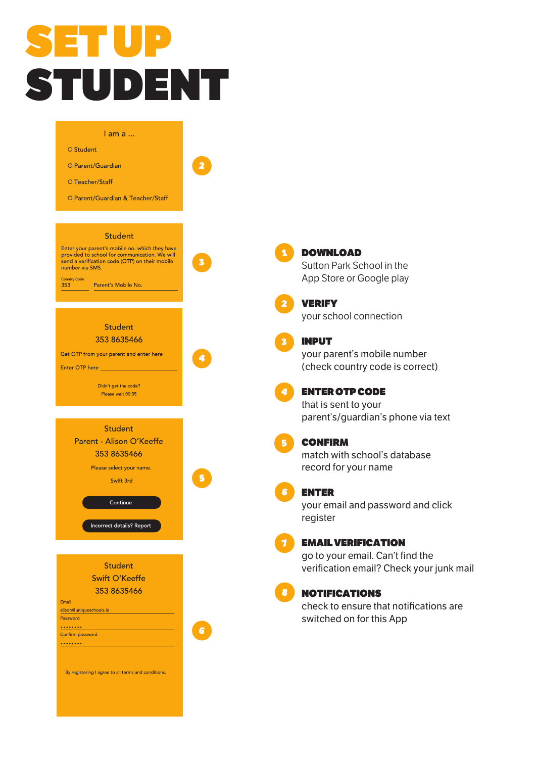# SET UP
# STUDENT

I am a ...

- Student
- Parent/Guardian
- Teacher/Staff
- Parent/Guardian & Teacher/Staff

2

Student

Enter your parent's mobile no. which they have provided to school for communication. We will send a verification code (OTP) on their mobile number via SMS.

Country Code
353 Parent's Mobile No.

3

Student
353 8635466

Get OTP from your parent and enter here

Enter OTP here

Didn't get the code?
Please wait 00:55

4

Student
Parent - Alison O'Keeffe
353 8635466

Please select your name.

Swift 3rd

Continue

Incorrect details? Report

5

Student
Swift O'Keeffe
353 8635466

Email
alison@uniqueschools.ie
Password
••••••••
Confirm password
••••••••

By registering I agree to all terms and conditions.

6

1. **DOWNLOAD**
   Sutton Park School in the App Store or Google play

2. **VERIFY**
   your school connection

3. **INPUT**
   your parent's mobile number (check country code is correct)

4. **ENTER OTP CODE**
   that is sent to your parent's/guardian's phone via text

5. **CONFIRM**
   match with school's database record for your name

6. **ENTER**
   your email and password and click register

7. **EMAIL VERIFICATION**
   go to your email. Can't find the verification email? Check your junk mail

8. **NOTIFICATIONS**
   check to ensure that notifications are switched on for this App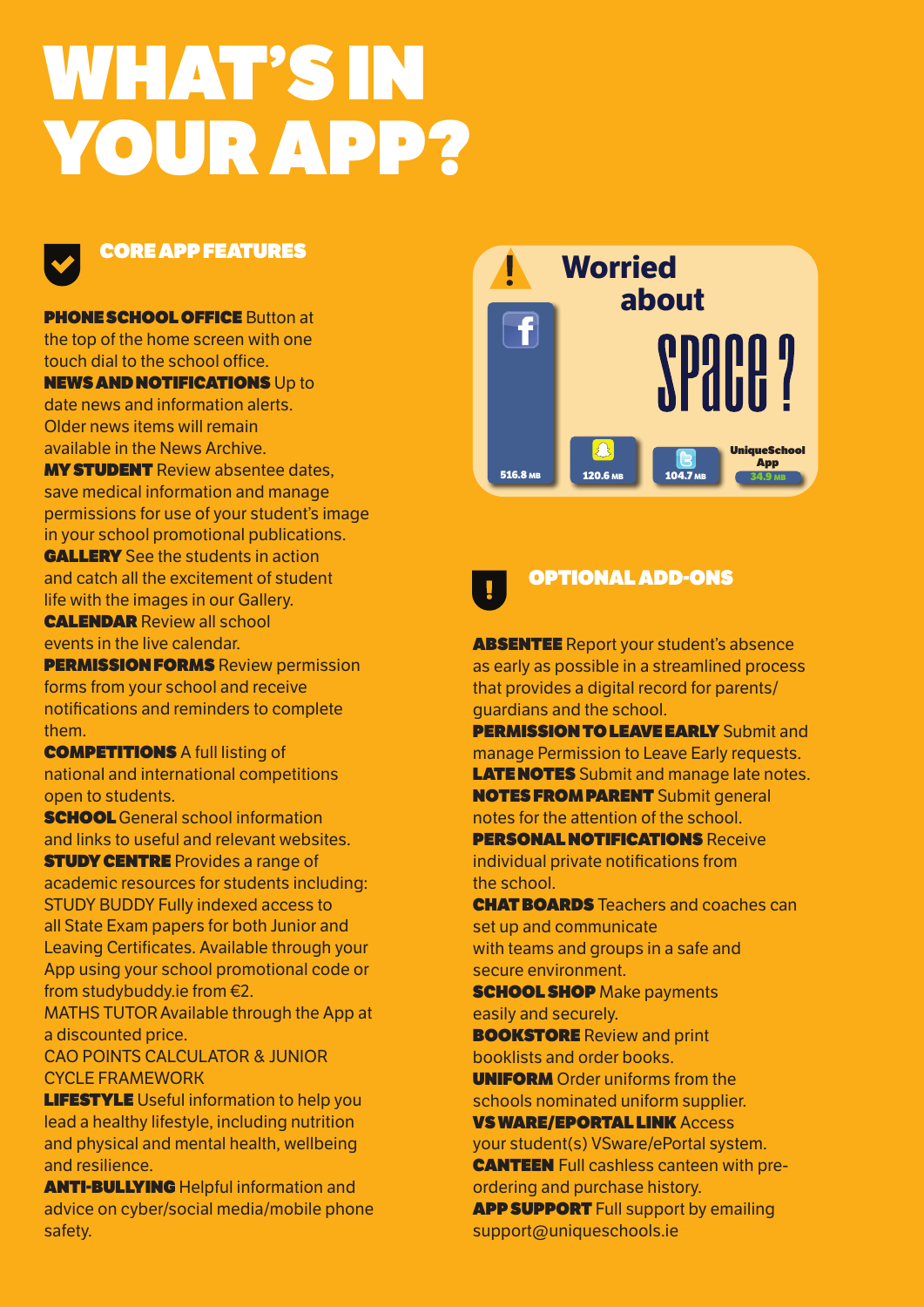# WHAT'S IN YOUR APP?

## CORE APP FEATURES

**PHONE SCHOOL OFFICE** Button at the top of the home screen with one touch dial to the school office.

**NEWS AND NOTIFICATIONS** Up to date news and information alerts. Older news items will remain available in the News Archive.

**MY STUDENT** Review absentee dates, save medical information and manage permissions for use of your student's image in your school promotional publications.

**GALLERY** See the students in action and catch all the excitement of student life with the images in our Gallery.

**CALENDAR** Review all school events in the live calendar.

**PERMISSION FORMS** Review permission forms from your school and receive notifications and reminders to complete them.

**COMPETITIONS** A full listing of national and international competitions open to students.

**SCHOOL** General school information and links to useful and relevant websites.

**STUDY CENTRE** Provides a range of academic resources for students including:
STUDY BUDDY Fully indexed access to all State Exam papers for both Junior and Leaving Certificates. Available through your App using your school promotional code or from studybuddy.ie from €2.
MATHS TUTOR Available through the App at a discounted price.
CAO POINTS CALCULATOR & JUNIOR CYCLE FRAMEWORK

**LIFESTYLE** Useful information to help you lead a healthy lifestyle, including nutrition and physical and mental health, wellbeing and resilience.

**ANTI-BULLYING** Helpful information and advice on cyber/social media/mobile phone safety.

**Worried about space?**

| App | Size |
|---|---|
| Facebook | 516.8 MB |
| Snapchat | 120.6 MB |
| Twitter | 104.7 MB |
| UniqueSchool App | 34.9 MB |

## OPTIONAL ADD-ONS

**ABSENTEE** Report your student's absence as early as possible in a streamlined process that provides a digital record for parents/guardians and the school.

**PERMISSION TO LEAVE EARLY** Submit and manage Permission to Leave Early requests.

**LATE NOTES** Submit and manage late notes.

**NOTES FROM PARENT** Submit general notes for the attention of the school.

**PERSONAL NOTIFICATIONS** Receive individual private notifications from the school.

**CHAT BOARDS** Teachers and coaches can set up and communicate with teams and groups in a safe and secure environment.

**SCHOOL SHOP** Make payments easily and securely.

**BOOKSTORE** Review and print booklists and order books.

**UNIFORM** Order uniforms from the schools nominated uniform supplier.

**VS WARE/EPORTAL LINK** Access your student(s) VSware/ePortal system.

**CANTEEN** Full cashless canteen with pre-ordering and purchase history.

**APP SUPPORT** Full support by emailing support@uniqueschools.ie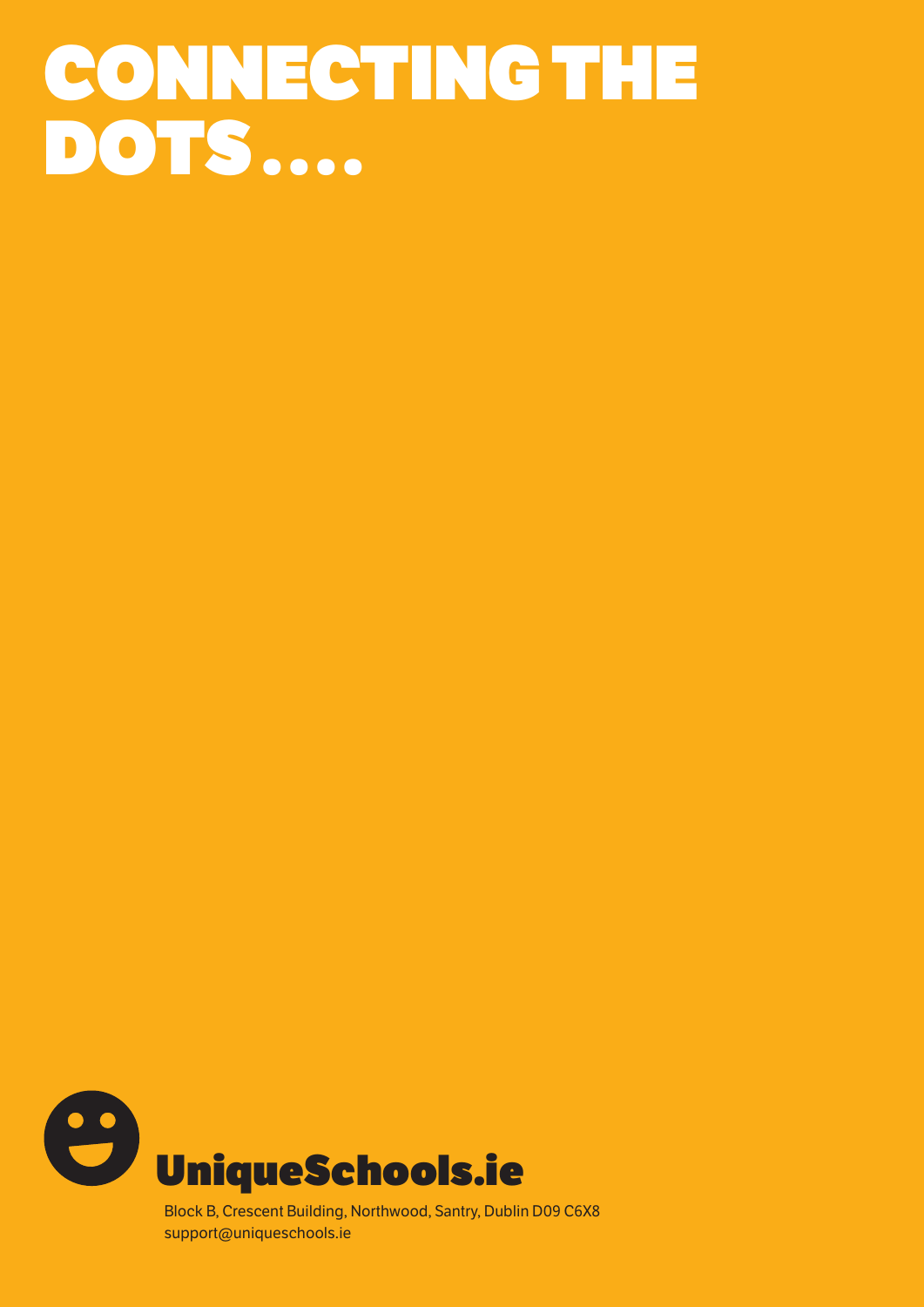# CONNECTING THE DOTS....

UniqueSchools.ie

Block B, Crescent Building, Northwood, Santry, Dublin D09 C6X8
support@uniqueschools.ie